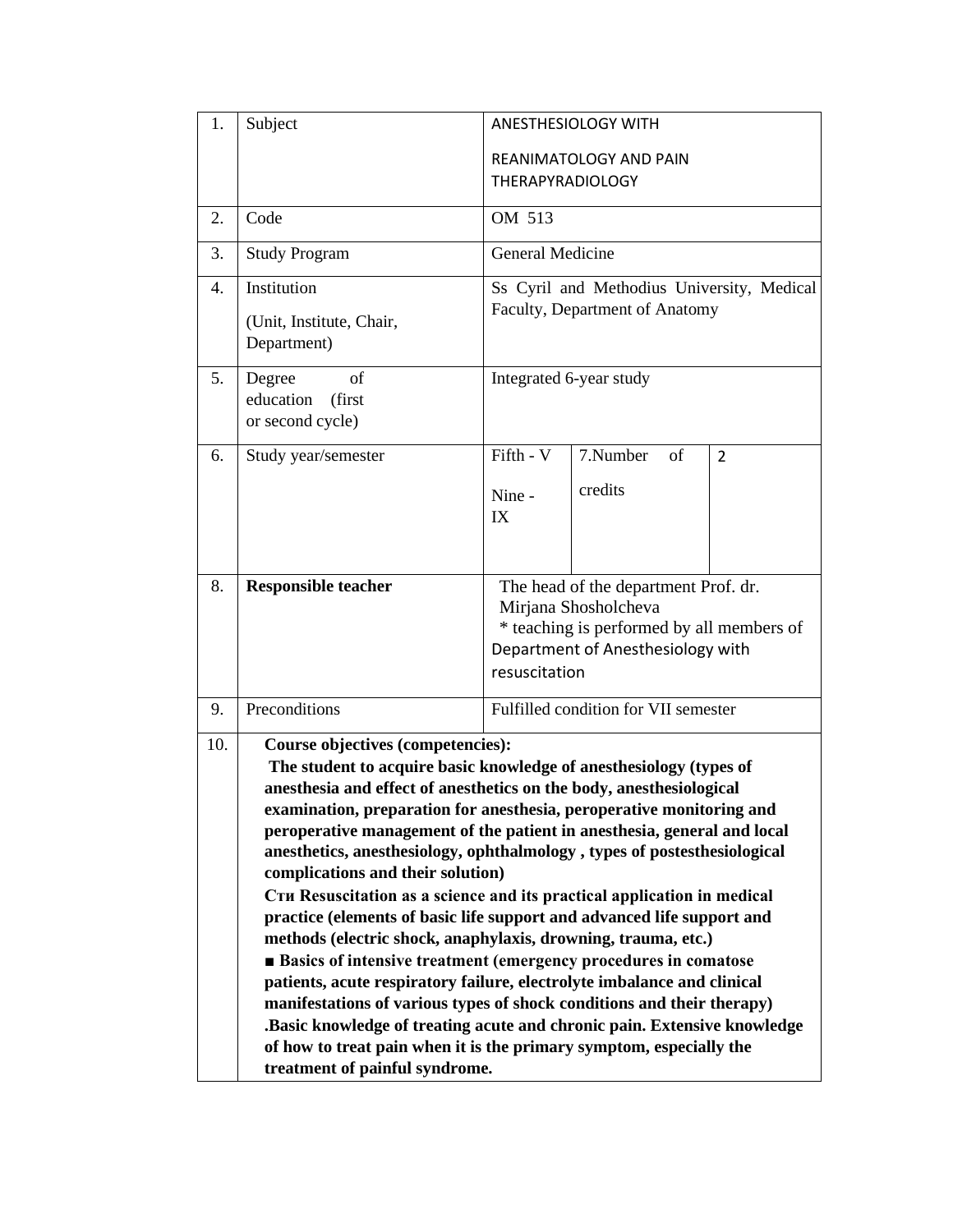| | | | | | |
|---|---|---|---|---|---|
| 1. | Subject | ANESTHESIOLOGY WITH<br><br>REANIMATOLOGY AND PAIN THERAPYRADIOLOGY | | | |
| 2. | Code | OM 513 | | | |
| 3. | Study Program | General Medicine | | | |
| 4. | Institution<br><br>(Unit, Institute, Chair, Department) | Ss Cyril and Methodius University, Medical Faculty, Department of Anatomy | | | |
| 5. | Degree of education (first or second cycle) | Integrated 6-year study | | | |
| 6. | Study year/semester | Fifth - V<br><br>Nine - IX | 7.Number of credits | 2 | |
| 8. | **Responsible teacher** | The head of the department Prof. dr. Mirjana Shosholcheva<br>* teaching is performed by all members of Department of Anesthesiology with resuscitation | | | |
| 9. | Preconditions | Fulfilled condition for VII semester | | | |
| 10. | **Course objectives (competencies):**<br>**The student to acquire basic knowledge of anesthesiology (types of anesthesia and effect of anesthetics on the body, anesthesiological examination, preparation for anesthesia, peroperative monitoring and peroperative management of the patient in anesthesia, general and local anesthetics, anesthesiology, ophthalmology , types of postesthesiological complications and their solution)**<br>**Сти Resuscitation as a science and its practical application in medical practice (elements of basic life support and advanced life support and methods (electric shock, anaphylaxis, drowning, trauma, etc.)**<br>**■ Basics of intensive treatment (emergency procedures in comatose patients, acute respiratory failure, electrolyte imbalance and clinical manifestations of various types of shock conditions and their therapy)**<br>**.Basic knowledge of treating acute and chronic pain. Extensive knowledge of how to treat pain when it is the primary symptom, especially the treatment of painful syndrome.** | | | | |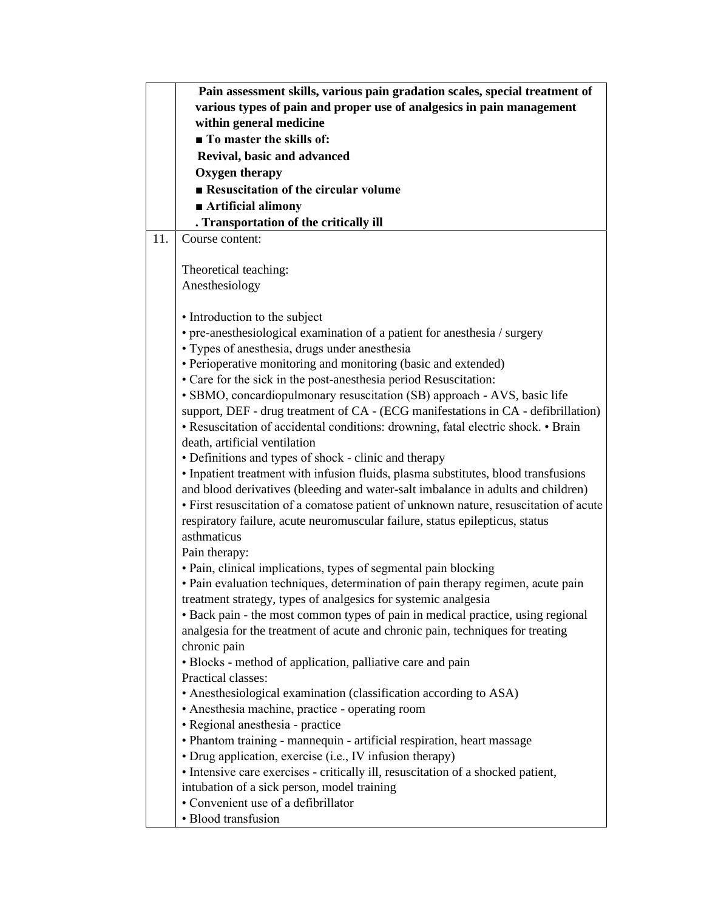| | |
|---|---|
| | **Pain assessment skills, various pain gradation scales, special treatment of various types of pain and proper use of analgesics in pain management within general medicine**<br>**■ To master the skills of:**<br>**Revival, basic and advanced**<br>**Oxygen therapy**<br>**■ Resuscitation of the circular volume**<br>**■ Artificial alimony**<br>**. Transportation of the critically ill** |
| 11. | Course content:<br><br>Theoretical teaching:<br>Anesthesiology<br><br>• Introduction to the subject<br>• pre-anesthesiological examination of a patient for anesthesia / surgery<br>• Types of anesthesia, drugs under anesthesia<br>• Perioperative monitoring and monitoring (basic and extended)<br>• Care for the sick in the post-anesthesia period Resuscitation:<br>• SBMO, concardiopulmonary resuscitation (SB) approach - AVS, basic life support, DEF - drug treatment of CA - (ECG manifestations in CA - defibrillation)<br>• Resuscitation of accidental conditions: drowning, fatal electric shock. • Brain death, artificial ventilation<br>• Definitions and types of shock - clinic and therapy<br>• Inpatient treatment with infusion fluids, plasma substitutes, blood transfusions and blood derivatives (bleeding and water-salt imbalance in adults and children)<br>• First resuscitation of a comatose patient of unknown nature, resuscitation of acute respiratory failure, acute neuromuscular failure, status epilepticus, status asthmaticus<br>Pain therapy:<br>• Pain, clinical implications, types of segmental pain blocking<br>• Pain evaluation techniques, determination of pain therapy regimen, acute pain treatment strategy, types of analgesics for systemic analgesia<br>• Back pain - the most common types of pain in medical practice, using regional analgesia for the treatment of acute and chronic pain, techniques for treating chronic pain<br>• Blocks - method of application, palliative care and pain<br>Practical classes:<br>• Anesthesiological examination (classification according to ASA)<br>• Anesthesia machine, practice - operating room<br>• Regional anesthesia - practice<br>• Phantom training - mannequin - artificial respiration, heart massage<br>• Drug application, exercise (i.e., IV infusion therapy)<br>• Intensive care exercises - critically ill, resuscitation of a shocked patient, intubation of a sick person, model training<br>• Convenient use of a defibrillator<br>• Blood transfusion |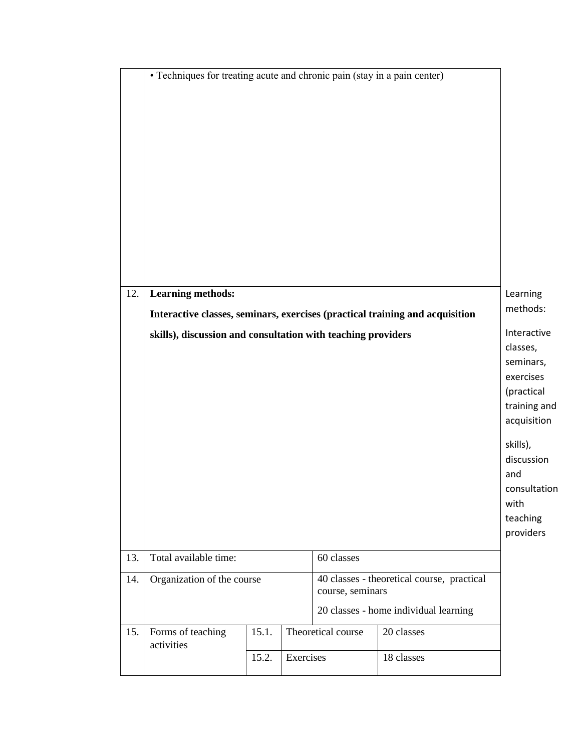| | | | | |
|---|---|---|---|---|
| | • Techniques for treating acute and chronic pain (stay in a pain center) | | | |
| 12. | **Learning methods:** **Interactive classes, seminars, exercises (practical training and acquisition skills), discussion and consultation with teaching providers** | | | |
| 13. | Total available time: | | 60 classes | |
| 14. | Organization of the course | | 40 classes - theoretical course, practical course, seminars<br>20 classes - home individual learning | |
| 15. | Forms of teaching activities | 15.1. | Theoretical course | 20 classes |
| | | 15.2. | Exercises | 18 classes |

Learning methods:

Interactive classes, seminars, exercises (practical training and acquisition

skills), discussion and consultation with teaching providers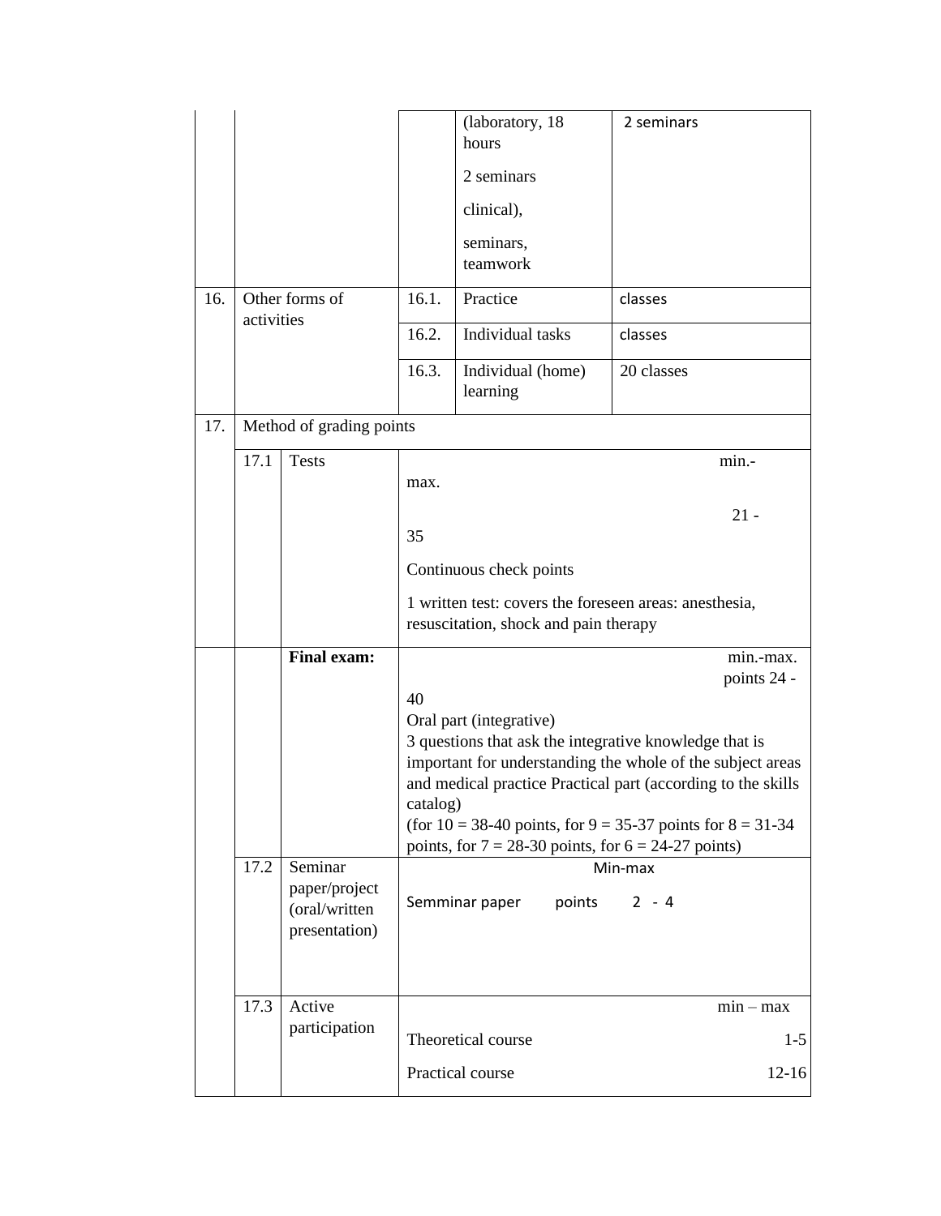| | | | | | |
|---|---|---|---|---|---|
| | | | | (laboratory, 18 hours<br>2 seminars<br>clinical),<br>seminars, teamwork | 2 seminars |
| 16. | Other forms of activities | | 16.1. | Practice | classes |
| | | | 16.2. | Individual tasks | classes |
| | | | 16.3. | Individual (home) learning | 20 classes |
| 17. | Method of grading points | | | | |
| | 17.1 | Tests | min.-max.<br>21 - 35<br>Continuous check points<br>1 written test: covers the foreseen areas: anesthesia, resuscitation, shock and pain therapy | | |
| | | **Final exam:** | min.-max. points 24 - 40<br>Oral part (integrative)<br>3 questions that ask the integrative knowledge that is important for understanding the whole of the subject areas and medical practice Practical part (according to the skills catalog)<br>(for 10 = 38-40 points, for 9 = 35-37 points for 8 = 31-34 points, for 7 = 28-30 points, for 6 = 24-27 points) | | |
| | 17.2 | Seminar paper/project (oral/written presentation) | Min-max<br>Semminar paper points 2 - 4 | | |
| | 17.3 | Active participation | min – max<br>Theoretical course 1-5<br>Practical course 12-16 | | |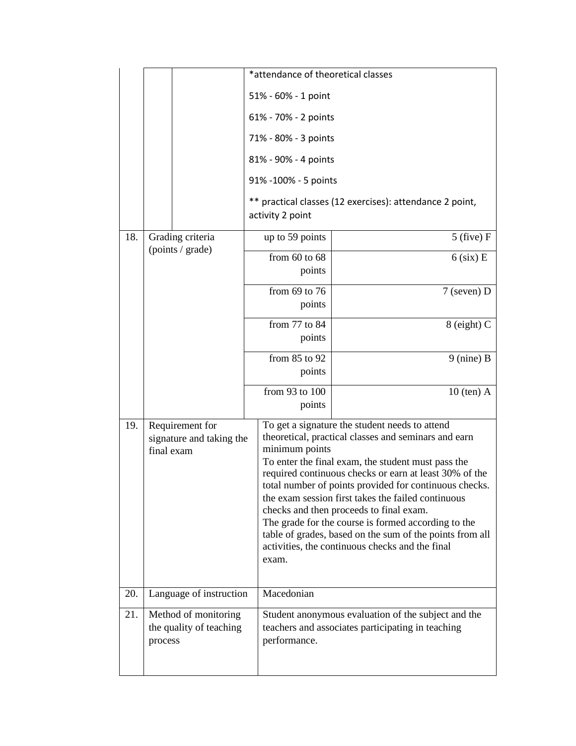| | | |
|---|---|---|
| | | *attendance of theoretical classes<br><br>51% - 60% - 1 point<br><br>61% - 70% - 2 points<br><br>71% - 80% - 3 points<br><br>81% - 90% - 4 points<br><br>91% -100% - 5 points<br><br>** practical classes (12 exercises): attendance 2 point, activity 2 point |

| | | | |
|---|---|---|---|
| 18. | Grading criteria (points / grade) | up to 59 points | 5 (five) F |
| | | from 60 to 68 points | 6 (six) E |
| | | from 69 to 76 points | 7 (seven) D |
| | | from 77 to 84 points | 8 (eight) C |
| | | from 85 to 92 points | 9 (nine) B |
| | | from 93 to 100 points | 10 (ten) A |
| 19. | Requirement for signature and taking the final exam | To get a signature the student needs to attend theoretical, practical classes and seminars and earn minimum points<br>To enter the final exam, the student must pass the required continuous checks or earn at least 30% of the total number of points provided for continuous checks. the exam session first takes the failed continuous checks and then proceeds to final exam.<br>The grade for the course is formed according to the table of grades, based on the sum of the points from all activities, the continuous checks and the final exam. | |
| 20. | Language of instruction | Macedonian | |
| 21. | Method of monitoring the quality of teaching process | Student anonymous evaluation of the subject and the teachers and associates participating in teaching performance. | |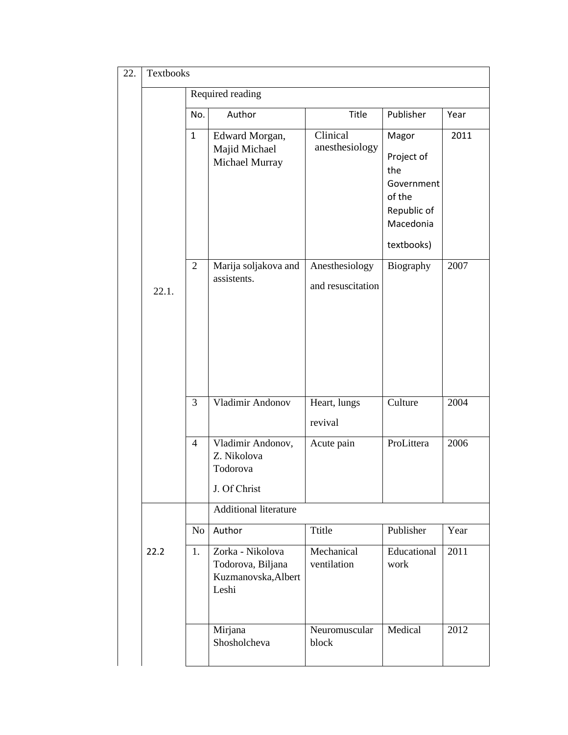| | | | | | | |
|---|---|---|---|---|---|---|
| 22. | Textbooks | | | | | |
| | 22.1. | Required reading | | | | |
| | | No. | Author | Title | Publisher | Year |
| | | 1 | Edward Morgan, Majid Michael Michael Murray | Clinical anesthesiology | Magor Project of the Government of the Republic of Macedonia textbooks) | 2011 |
| | | 2 | Marija soljakova and assistents. | Anesthesiology and resuscitation | Biography | 2007 |
| | | 3 | Vladimir Andonov | Heart, lungs revival | Culture | 2004 |
| | | 4 | Vladimir Andonov, Z. Nikolova Todorova J. Of Christ | Acute pain | ProLittera | 2006 |
| | 22.2 | | Additional literature | | | |
| | | No | Author | Ttitle | Publisher | Year |
| | | 1. | Zorka - Nikolova Todorova, Biljana Kuzmanovska,Albert Leshi | Mechanical ventilation | Educational work | 2011 |
| | | | Mirjana Shosholcheva | Neuromuscular block | Medical | 2012 |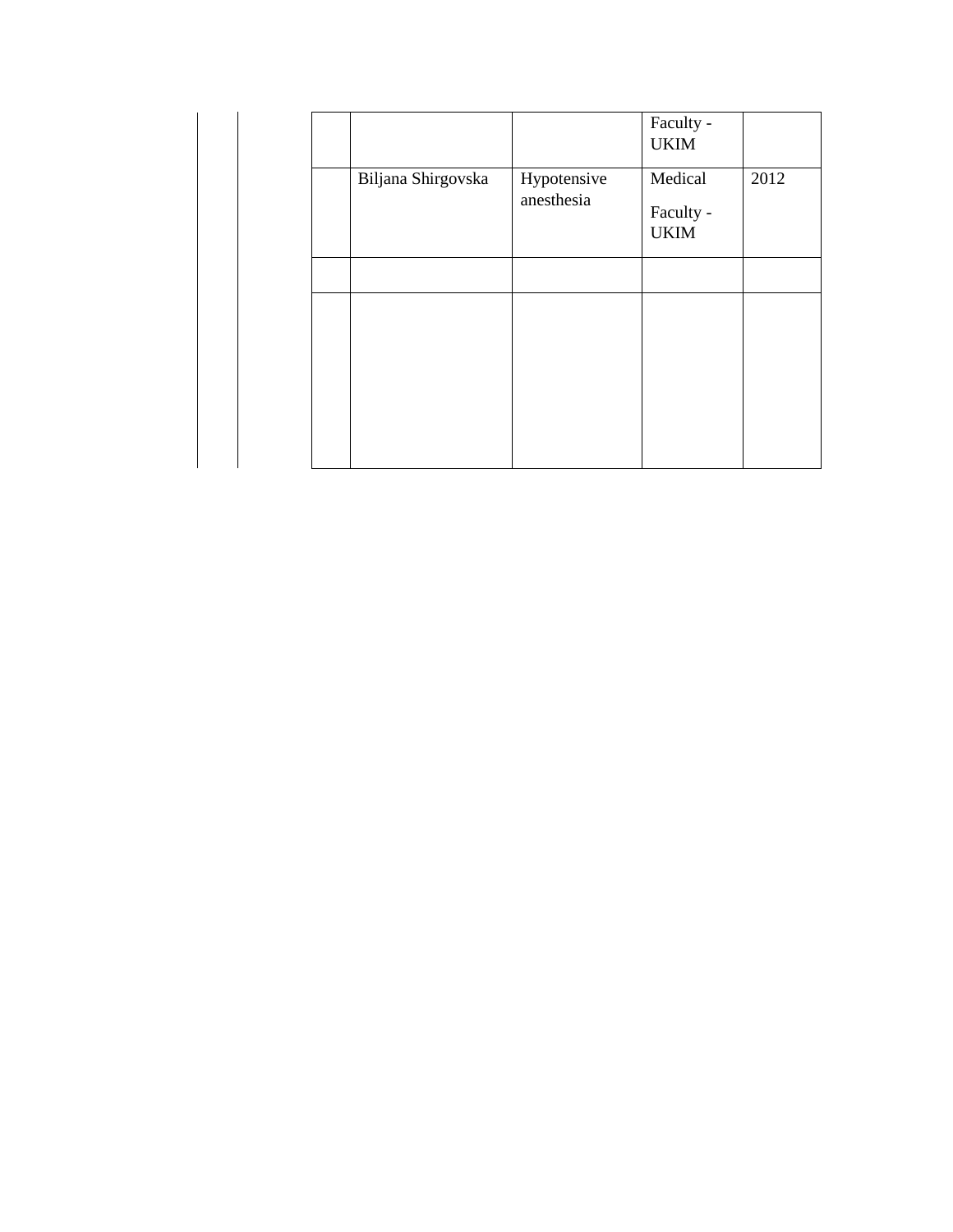| | | | | |
|---|---|---|---|---|
| | | | Faculty - UKIM | |
| | Biljana Shirgovska | Hypotensive anesthesia | Medical Faculty - UKIM | 2012 |
| | | | | |
| | | | | |